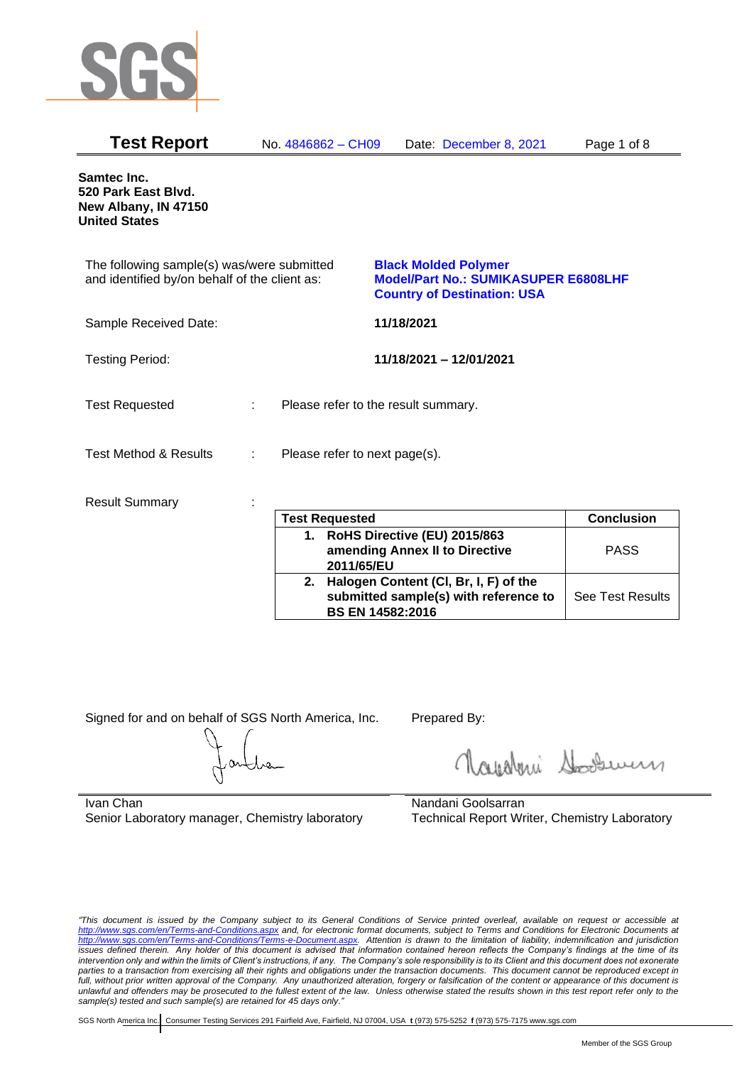SGS

# Test Report

No. 4846862 – CH09 Date: December 8, 2021

**Samtec Inc.**
**520 Park East Blvd.**
**New Albany, IN 47150**
**United States**

The following sample(s) was/were submitted and identified by/on behalf of the client as:

**Black Molded Polymer**
**Model/Part No.: SUMIKASUPER E6808LHF**
**Country of Destination: USA**

Sample Received Date: **11/18/2021**

Testing Period: **11/18/2021 – 12/01/2021**

Test Requested : Please refer to the result summary.

Test Method & Results : Please refer to next page(s).

Result Summary :

| Test Requested | Conclusion |
|---|---|
| **1. RoHS Directive (EU) 2015/863 amending Annex II to Directive 2011/65/EU** | PASS |
| **2. Halogen Content (Cl, Br, I, F) of the submitted sample(s) with reference to BS EN 14582:2016** | See Test Results |

Signed for and on behalf of SGS North America, Inc.

Ivan Chan
Senior Laboratory manager, Chemistry laboratory

Prepared By:

Nandani Goolsarran
Technical Report Writer, Chemistry Laboratory

*"This document is issued by the Company subject to its General Conditions of Service printed overleaf, available on request or accessible at http://www.sgs.com/en/Terms-and-Conditions.aspx and, for electronic format documents, subject to Terms and Conditions for Electronic Documents at http://www.sgs.com/en/Terms-and-Conditions/Terms-e-Document.aspx. Attention is drawn to the limitation of liability, indemnification and jurisdiction issues defined therein. Any holder of this document is advised that information contained hereon reflects the Company's findings at the time of its intervention only and within the limits of Client's instructions, if any. The Company's sole responsibility is to its Client and this document does not exonerate parties to a transaction from exercising all their rights and obligations under the transaction documents. This document cannot be reproduced except in full, without prior written approval of the Company. Any unauthorized alteration, forgery or falsification of the content or appearance of this document is unlawful and offenders may be prosecuted to the fullest extent of the law. Unless otherwise stated the results shown in this test report refer only to the sample(s) tested and such sample(s) are retained for 45 days only."*

SGS North America Inc. | Consumer Testing Services 291 Fairfield Ave, Fairfield, NJ 07004, USA **t** (973) 575-5252 **f** (973) 575-7175 www.sgs.com

Member of the SGS Group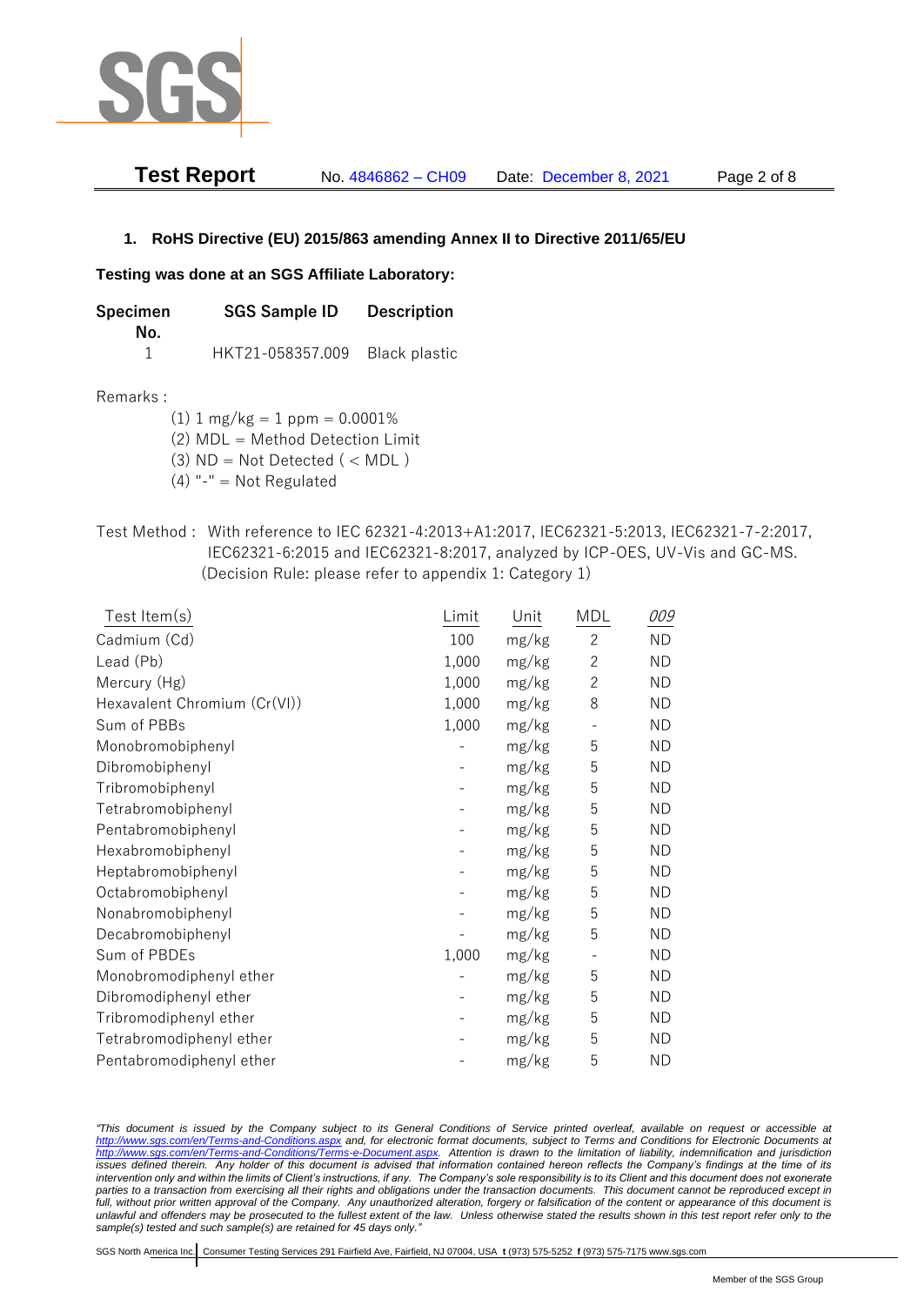## 1. RoHS Directive (EU) 2015/863 amending Annex II to Directive 2011/65/EU

**Testing was done at an SGS Affiliate Laboratory:**

| Specimen No. | SGS Sample ID | Description |
|---|---|---|
| 1 | HKT21-058357.009 | Black plastic |

Remarks :

(1) 1 mg/kg = 1 ppm = 0.0001%
(2) MDL = Method Detection Limit
(3) ND = Not Detected ( < MDL )
(4) "-" = Not Regulated

Test Method : With reference to IEC 62321-4:2013+A1:2017, IEC62321-5:2013, IEC62321-7-2:2017, IEC62321-6:2015 and IEC62321-8:2017, analyzed by ICP-OES, UV-Vis and GC-MS. (Decision Rule: please refer to appendix 1: Category 1)

| Test Item(s) | Limit | Unit | MDL | *009* |
|---|---|---|---|---|
| Cadmium (Cd) | 100 | mg/kg | 2 | ND |
| Lead (Pb) | 1,000 | mg/kg | 2 | ND |
| Mercury (Hg) | 1,000 | mg/kg | 2 | ND |
| Hexavalent Chromium (Cr(VI)) | 1,000 | mg/kg | 8 | ND |
| Sum of PBBs | 1,000 | mg/kg | - | ND |
| Monobromobiphenyl | - | mg/kg | 5 | ND |
| Dibromobiphenyl | - | mg/kg | 5 | ND |
| Tribromobiphenyl | - | mg/kg | 5 | ND |
| Tetrabromobiphenyl | - | mg/kg | 5 | ND |
| Pentabromobiphenyl | - | mg/kg | 5 | ND |
| Hexabromobiphenyl | - | mg/kg | 5 | ND |
| Heptabromobiphenyl | - | mg/kg | 5 | ND |
| Octabromobiphenyl | - | mg/kg | 5 | ND |
| Nonabromobiphenyl | - | mg/kg | 5 | ND |
| Decabromobiphenyl | - | mg/kg | 5 | ND |
| Sum of PBDEs | 1,000 | mg/kg | - | ND |
| Monobromodiphenyl ether | - | mg/kg | 5 | ND |
| Dibromodiphenyl ether | - | mg/kg | 5 | ND |
| Tribromodiphenyl ether | - | mg/kg | 5 | ND |
| Tetrabromodiphenyl ether | - | mg/kg | 5 | ND |
| Pentabromodiphenyl ether | - | mg/kg | 5 | ND |

*"This document is issued by the Company subject to its General Conditions of Service printed overleaf, available on request or accessible at http://www.sgs.com/en/Terms-and-Conditions.aspx and, for electronic format documents, subject to Terms and Conditions for Electronic Documents at http://www.sgs.com/en/Terms-and-Conditions/Terms-e-Document.aspx. Attention is drawn to the limitation of liability, indemnification and jurisdiction issues defined therein. Any holder of this document is advised that information contained hereon reflects the Company's findings at the time of its intervention only and within the limits of Client's instructions, if any. The Company's sole responsibility is to its Client and this document does not exonerate parties to a transaction from exercising all their rights and obligations under the transaction documents. This document cannot be reproduced except in full, without prior written approval of the Company. Any unauthorized alteration, forgery or falsification of the content or appearance of this document is unlawful and offenders may be prosecuted to the fullest extent of the law. Unless otherwise stated the results shown in this test report refer only to the sample(s) tested and such sample(s) are retained for 45 days only."*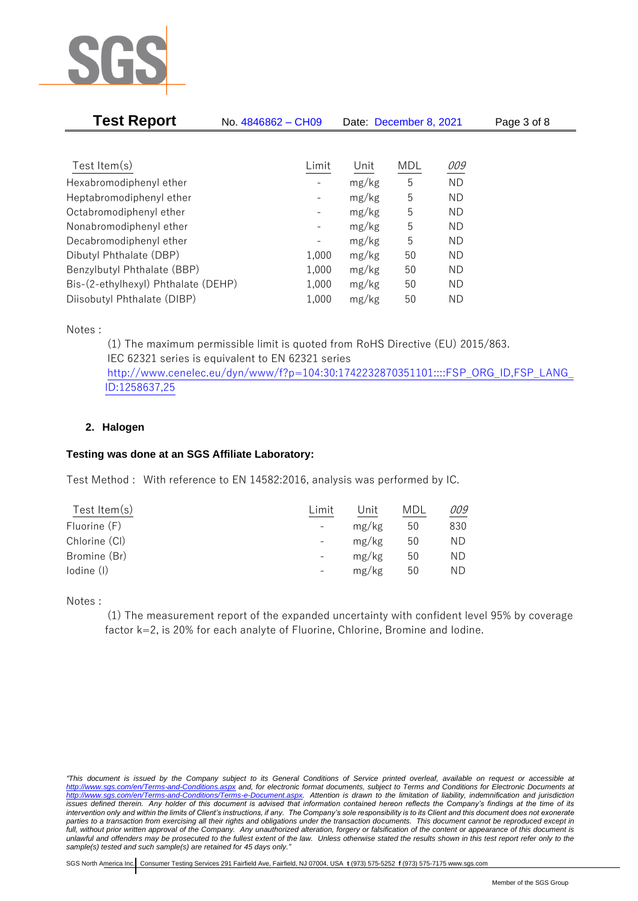| Test Item(s) | Limit | Unit | MDL | *009* |
|---|---|---|---|---|
| Hexabromodiphenyl ether | - | mg/kg | 5 | ND |
| Heptabromodiphenyl ether | - | mg/kg | 5 | ND |
| Octabromodiphenyl ether | - | mg/kg | 5 | ND |
| Nonabromodiphenyl ether | - | mg/kg | 5 | ND |
| Decabromodiphenyl ether | - | mg/kg | 5 | ND |
| Dibutyl Phthalate (DBP) | 1,000 | mg/kg | 50 | ND |
| Benzylbutyl Phthalate (BBP) | 1,000 | mg/kg | 50 | ND |
| Bis-(2-ethylhexyl) Phthalate (DEHP) | 1,000 | mg/kg | 50 | ND |
| Diisobutyl Phthalate (DIBP) | 1,000 | mg/kg | 50 | ND |

Notes :

(1) The maximum permissible limit is quoted from RoHS Directive (EU) 2015/863.
IEC 62321 series is equivalent to EN 62321 series
http://www.cenelec.eu/dyn/www/f?p=104:30:1742232870351101::::FSP_ORG_ID,FSP_LANG_ID:1258637,25

## 2. Halogen

**Testing was done at an SGS Affiliate Laboratory:**

Test Method : With reference to EN 14582:2016, analysis was performed by IC.

| Test Item(s) | Limit | Unit | MDL | *009* |
|---|---|---|---|---|
| Fluorine (F) | - | mg/kg | 50 | 830 |
| Chlorine (Cl) | - | mg/kg | 50 | ND |
| Bromine (Br) | - | mg/kg | 50 | ND |
| Iodine (I) | - | mg/kg | 50 | ND |

Notes :

(1) The measurement report of the expanded uncertainty with confident level 95% by coverage factor k=2, is 20% for each analyte of Fluorine, Chlorine, Bromine and Iodine.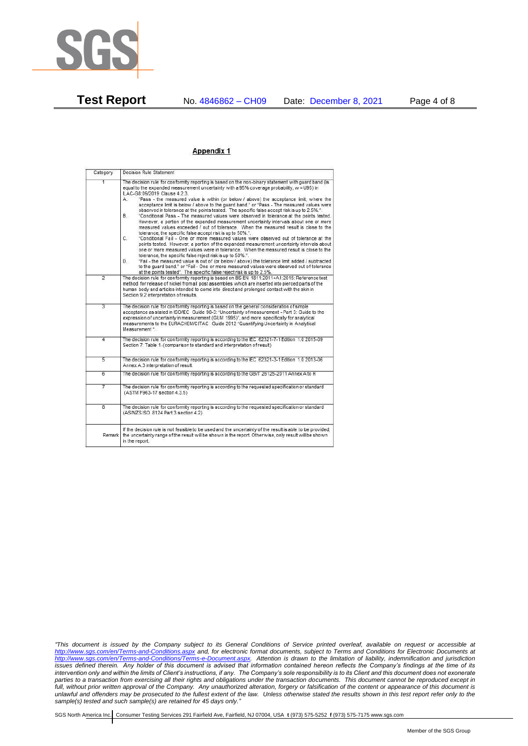## Appendix 1

| Category | Decision Rule Statement |
|---|---|
| 1 | The decision rule for conformity reporting is based on the non-binary statement with guard band (is equal to the expanded measurement uncertainty with a 95% coverage probability, w = U95) in ILAC-G8:09/2019 Clause 4.2.3.<br>A. "Pass - the measured value is within (or below / above) the acceptance limit, where the acceptance limit is below / above to the guard band." or "Pass - The measured values were observed in tolerance at the points tested. The specific false accept risk is up to 2.5%.".<br>B. "Conditional Pass - The measured values were observed in tolerance at the points tested. However, a portion of the expanded measurement uncertainty intervals about one or more measured values exceeded / out of tolerance. When the measured result is close to the tolerance, the specific false accept risk is up to 50%.".<br>C. "Conditional Fail - One or more measured values were observed out of tolerance at the points tested. However, a portion of the expanded measurement uncertainty intervals about one or more measured values were in tolerance. When the measured result is close to the tolerance, the specific false reject risk is up to 50%.".<br>D. "Fail - the measured value is out of (or below / above) the tolerance limit added / subtracted to the guard band." or "Fail - One or more measured values were observed out of tolerance at the points tested". The specific false reject risk is up to 2.5%. |
| 2 | The decision rule for conformity reporting is based on BS EN 1811:2011+A1:2015: Reference test method for release of nickel from all post assemblies which are inserted into pierced parts of the human body and articles intended to come into direct and prolonged contact with the skin in Section 9.2 interpretation of results. |
| 3 | The decision rule for conformity reporting is based on the general consideration of simple acceptance as stated in ISO/IEC Guide 98-3: "Uncertainty of measurement - Part 3: Guide to the expression of uncertainty in measurement (GUM 1995)", and more specifically for analytical measurements to the EURACHEM/CITAC Guide 2012 "Quantifying Uncertainty in Analytical Measurement". |
| 4 | The decision rule for conformity reporting is according to the IEC 62321-7-1 Edition 1.0 2015-09 Section 7: Table 1-(comparison to standard and interpretation of result) |
| 5 | The decision rule for conformity reporting is according to the IEC 62321-3-1 Edition 1.0 2013-06 Annex A.3 interpretation of result. |
| 6 | The decision rule for conformity reporting is according to the GB/T 26125-2011 Annex A to H |
| 7 | The decision rule for conformity reporting is according to the requested specification or standard (ASTM F963-17 section 4.3.5) |
| 8 | The decision rule for conformity reporting is according to the requested specification or standard (AS/NZS ISO 8124 Part 3 section 4.2) |
| Remark | If the decision rule is not feasible to be used and the uncertainty of the result is able to be provided, the uncertainty range of the result will be shown in the report. Otherwise, only result will be shown in the report. |

*"This document is issued by the Company subject to its General Conditions of Service printed overleaf, available on request or accessible at http://www.sgs.com/en/Terms-and-Conditions.aspx and, for electronic format documents, subject to Terms and Conditions for Electronic Documents at http://www.sgs.com/en/Terms-and-Conditions/Terms-e-Document.aspx. Attention is drawn to the limitation of liability, indemnification and jurisdiction issues defined therein. Any holder of this document is advised that information contained hereon reflects the Company's findings at the time of its intervention only and within the limits of Client's instructions, if any. The Company's sole responsibility is to its Client and this document does not exonerate parties to a transaction from exercising all their rights and obligations under the transaction documents. This document cannot be reproduced except in full, without prior written approval of the Company. Any unauthorized alteration, forgery or falsification of the content or appearance of this document is unlawful and offenders may be prosecuted to the fullest extent of the law. Unless otherwise stated the results shown in this test report refer only to the sample(s) tested and such sample(s) are retained for 45 days only."*

SGS North America Inc. | Consumer Testing Services 291 Fairfield Ave, Fairfield, NJ 07004, USA t (973) 575-5252 f (973) 575-7175 www.sgs.com

Member of the SGS Group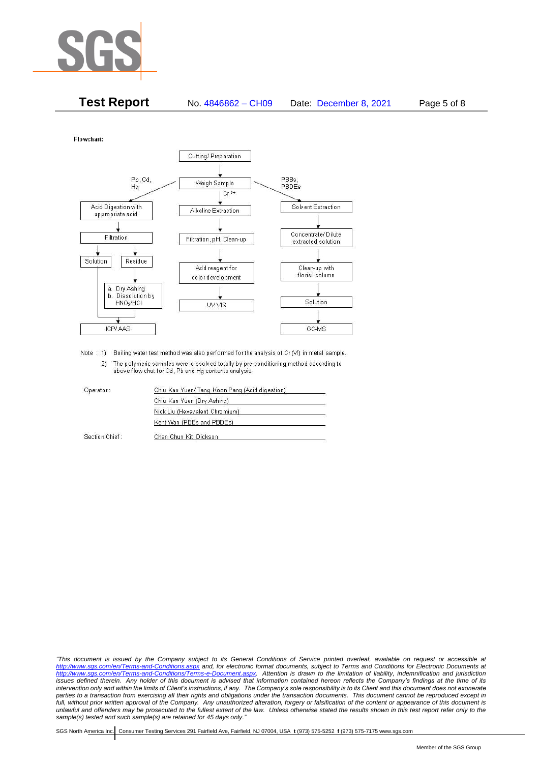**Test Report** No. 4846862 – CH09 Date: December 8, 2021

Flowchart:

- Cutting / Preparation → Weigh Sample
  - Pb, Cd, Hg: Acid Digestion with appropriate acid → Filtration → Solution / Residue
    - Residue → a. Dry Ashing b. Dissolution by $HNO_3$/HCl → ICP/ AAS
    - Solution → ICP/ AAS
  - $Cr^{6+}$: Alkaline Extraction → Filtration, pH, Clean-up → Add reagent for color development → UV-VIS
  - PBBs, PBDEs: Solvent Extraction → Concentrate/ Dilute extracted solution → Clean-up with florisil column → Solution → GC-MS

Note : 1) Boiling water test method was also performed for the analysis of Cr (VI) in metal sample.

2) The polymeric samples were dissolved totally by pre-conditioning method according to above flow chat for Cd, Pb and Hg contents analysis.

| | |
|---|---|
| Operator : | Chiu Kan Yuen/ Tang Koon Pang (Acid digestion) |
| | Chiu Kan Yuen (Dry Ashing) |
| | Nick Liu (Hexavalent Chromium) |
| | Kent Wan (PBBs and PBDEs) |
| Section Chief : | Chan Chun Kit, Dickson |

*"This document is issued by the Company subject to its General Conditions of Service printed overleaf, available on request or accessible at http://www.sgs.com/en/Terms-and-Conditions.aspx and, for electronic format documents, subject to Terms and Conditions for Electronic Documents at http://www.sgs.com/en/Terms-and-Conditions/Terms-e-Document.aspx. Attention is drawn to the limitation of liability, indemnification and jurisdiction issues defined therein. Any holder of this document is advised that information contained hereon reflects the Company's findings at the time of its intervention only and within the limits of Client's instructions, if any. The Company's sole responsibility is to its Client and this document does not exonerate parties to a transaction from exercising all their rights and obligations under the transaction documents. This document cannot be reproduced except in full, without prior written approval of the Company. Any unauthorized alteration, forgery or falsification of the content or appearance of this document is unlawful and offenders may be prosecuted to the fullest extent of the law. Unless otherwise stated the results shown in this test report refer only to the sample(s) tested and such sample(s) are retained for 45 days only."*

SGS North America Inc. | Consumer Testing Services 291 Fairfield Ave, Fairfield, NJ 07004, USA **t** (973) 575-5252 **f** (973) 575-7175 www.sgs.com

Member of the SGS Group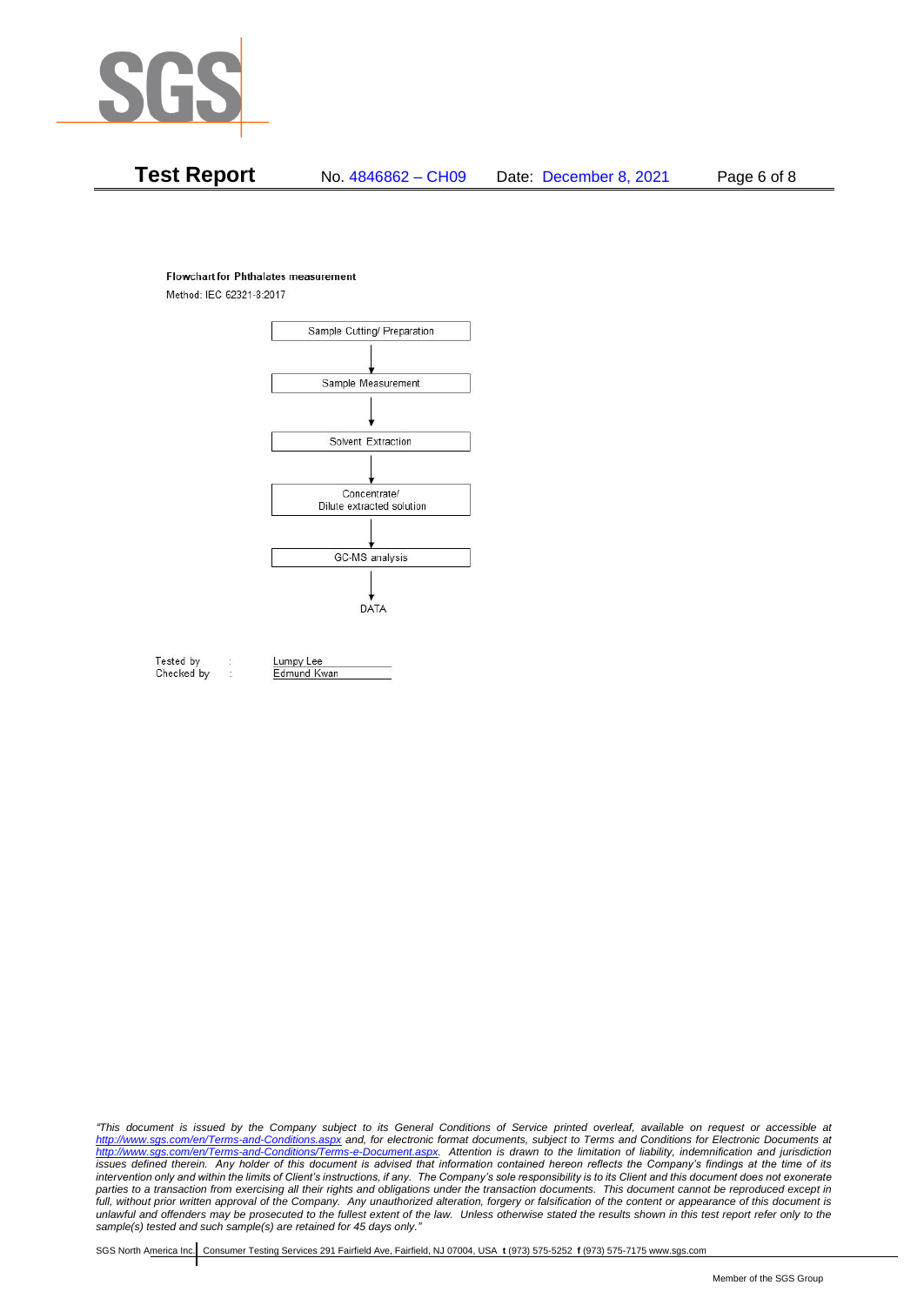**Flowchart for Phthalates measurement**

Method: IEC 62321-8:2017

Sample Cutting/ Preparation

↓

Sample Measurement

↓

Solvent Extraction

↓

Concentrate/ Dilute extracted solution

↓

GC-MS analysis

↓

DATA

| | | |
|---|---|---|
| Tested by | : | Lumpy Lee |
| Checked by | : | Edmund Kwan |

*"This document is issued by the Company subject to its General Conditions of Service printed overleaf, available on request or accessible at http://www.sgs.com/en/Terms-and-Conditions.aspx and, for electronic format documents, subject to Terms and Conditions for Electronic Documents at http://www.sgs.com/en/Terms-and-Conditions/Terms-e-Document.aspx. Attention is drawn to the limitation of liability, indemnification and jurisdiction issues defined therein. Any holder of this document is advised that information contained hereon reflects the Company's findings at the time of its intervention only and within the limits of Client's instructions, if any. The Company's sole responsibility is to its Client and this document does not exonerate parties to a transaction from exercising all their rights and obligations under the transaction documents. This document cannot be reproduced except in full, without prior written approval of the Company. Any unauthorized alteration, forgery or falsification of the content or appearance of this document is unlawful and offenders may be prosecuted to the fullest extent of the law. Unless otherwise stated the results shown in this test report refer only to the sample(s) tested and such sample(s) are retained for 45 days only."*

SGS North America Inc. | Consumer Testing Services 291 Fairfield Ave, Fairfield, NJ 07004, USA **t** (973) 575-5252 **f** (973) 575-7175 www.sgs.com

Member of the SGS Group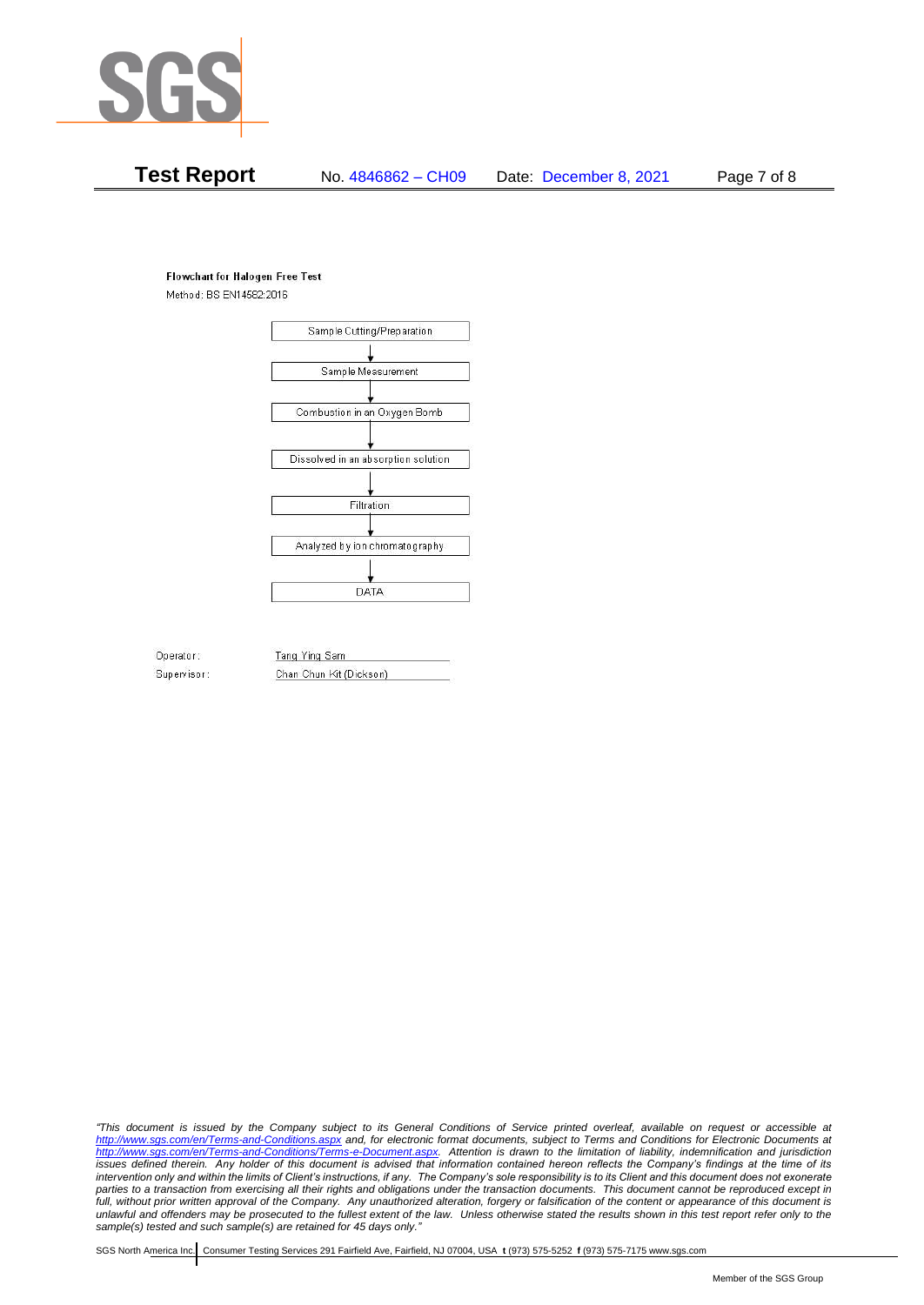**Flowchart for Halogen Free Test**

Method: BS EN14582:2016

Sample Cutting/Preparation

↓

Sample Measurement

↓

Combustion in an Oxygen Bomb

↓

Dissolved in an absorption solution

↓

Filtration

↓

Analyzed by ion chromatography

↓

DATA

Operator: Tang Ying Sam

Supervisor: Chan Chun Kit (Dickson)

*"This document is issued by the Company subject to its General Conditions of Service printed overleaf, available on request or accessible at http://www.sgs.com/en/Terms-and-Conditions.aspx and, for electronic format documents, subject to Terms and Conditions for Electronic Documents at http://www.sgs.com/en/Terms-and-Conditions/Terms-e-Document.aspx. Attention is drawn to the limitation of liability, indemnification and jurisdiction issues defined therein. Any holder of this document is advised that information contained hereon reflects the Company's findings at the time of its intervention only and within the limits of Client's instructions, if any. The Company's sole responsibility is to its Client and this document does not exonerate parties to a transaction from exercising all their rights and obligations under the transaction documents. This document cannot be reproduced except in full, without prior written approval of the Company. Any unauthorized alteration, forgery or falsification of the content or appearance of this document is unlawful and offenders may be prosecuted to the fullest extent of the law. Unless otherwise stated the results shown in this test report refer only to the sample(s) tested and such sample(s) are retained for 45 days only."*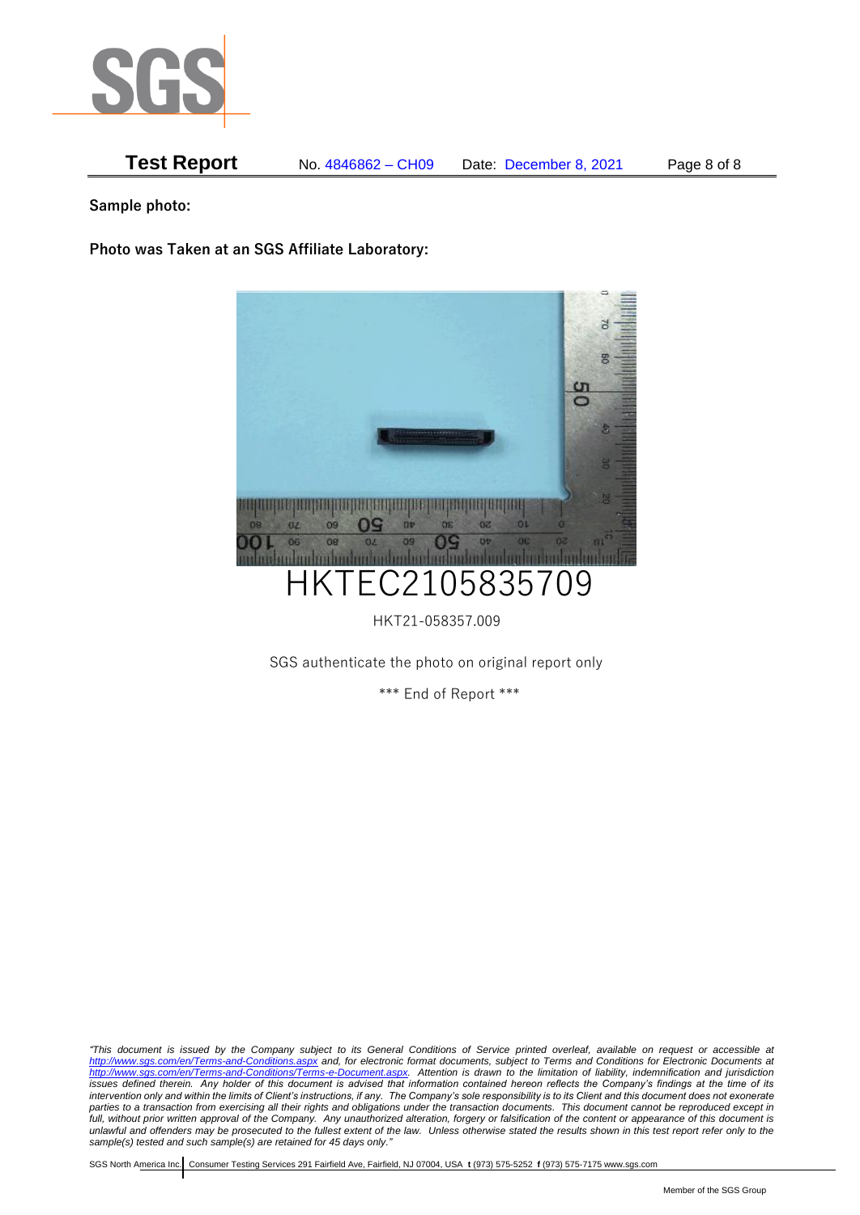**Sample photo:**

**Photo was Taken at an SGS Affiliate Laboratory:**

HKTEC2105835709

HKT21-058357.009

SGS authenticate the photo on original report only

\*\*\* End of Report \*\*\*

*"This document is issued by the Company subject to its General Conditions of Service printed overleaf, available on request or accessible at http://www.sgs.com/en/Terms-and-Conditions.aspx and, for electronic format documents, subject to Terms and Conditions for Electronic Documents at http://www.sgs.com/en/Terms-and-Conditions/Terms-e-Document.aspx. Attention is drawn to the limitation of liability, indemnification and jurisdiction issues defined therein. Any holder of this document is advised that information contained hereon reflects the Company's findings at the time of its intervention only and within the limits of Client's instructions, if any. The Company's sole responsibility is to its Client and this document does not exonerate parties to a transaction from exercising all their rights and obligations under the transaction documents. This document cannot be reproduced except in full, without prior written approval of the Company. Any unauthorized alteration, forgery or falsification of the content or appearance of this document is unlawful and offenders may be prosecuted to the fullest extent of the law. Unless otherwise stated the results shown in this test report refer only to the sample(s) tested and such sample(s) are retained for 45 days only."*

SGS North America Inc. | Consumer Testing Services 291 Fairfield Ave, Fairfield, NJ 07004, USA **t** (973) 575-5252 **f** (973) 575-7175 www.sgs.com

Member of the SGS Group